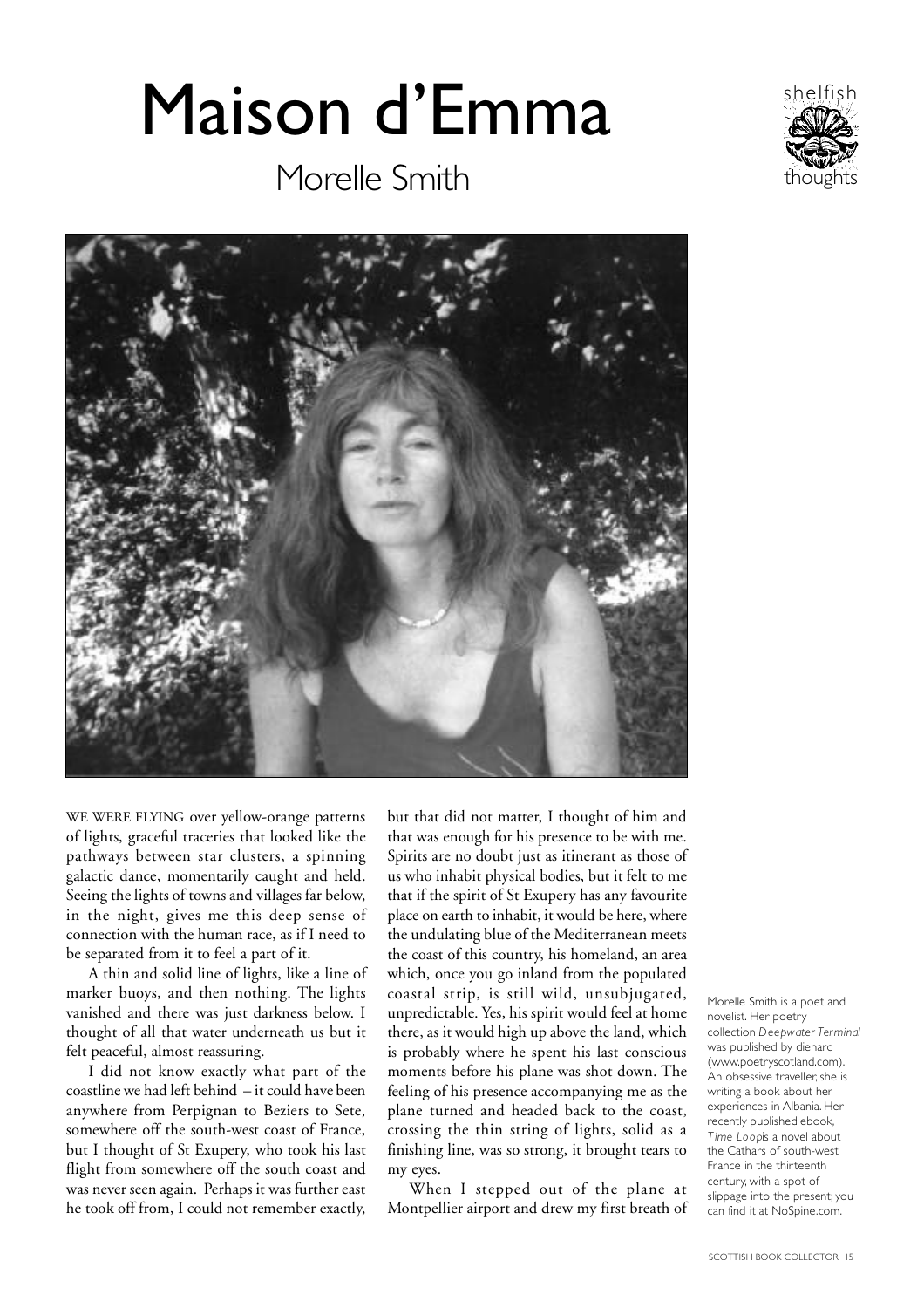# Maison d'Emma

## Morelle Smith

shelfish thoughts

WE WERE FLYING over yellow-orange patterns of lights, graceful traceries that looked like the pathways between star clusters, a spinning galactic dance, momentarily caught and held. Seeing the lights of towns and villages far below, in the night, gives me this deep sense of connection with the human race, as if I need to be separated from it to feel a part of it.

A thin and solid line of lights, like a line of marker buoys, and then nothing. The lights vanished and there was just darkness below. I thought of all that water underneath us but it felt peaceful, almost reassuring.

I did not know exactly what part of the coastline we had left behind – it could have been anywhere from Perpignan to Beziers to Sete, somewhere off the south-west coast of France, but I thought of St Exupery, who took his last flight from somewhere off the south coast and was never seen again. Perhaps it was further east he took off from, I could not remember exactly, but that did not matter, I thought of him and that was enough for his presence to be with me. Spirits are no doubt just as itinerant as those of us who inhabit physical bodies, but it felt to me that if the spirit of St Exupery has any favourite place on earth to inhabit, it would be here, where the undulating blue of the Mediterranean meets the coast of this country, his homeland, an area which, once you go inland from the populated coastal strip, is still wild, unsubjugated, unpredictable. Yes, his spirit would feel at home there, as it would high up above the land, which is probably where he spent his last conscious moments before his plane was shot down. The feeling of his presence accompanying me as the plane turned and headed back to the coast, crossing the thin string of lights, solid as a finishing line, was so strong, it brought tears to my eyes.

When I stepped out of the plane at Montpellier airport and drew my first breath of

Morelle Smith is a poet and novelist. Her poetry collection *Deepwater Terminal* was published by diehard (www.poetryscotland.com). An obsessive traveller, she is writing a book about her experiences in Albania. Her recently published ebook, *Time Loop*is a novel about the Cathars of south-west France in the thirteenth century, with a spot of slippage into the present; you can find it at NoSpine.com.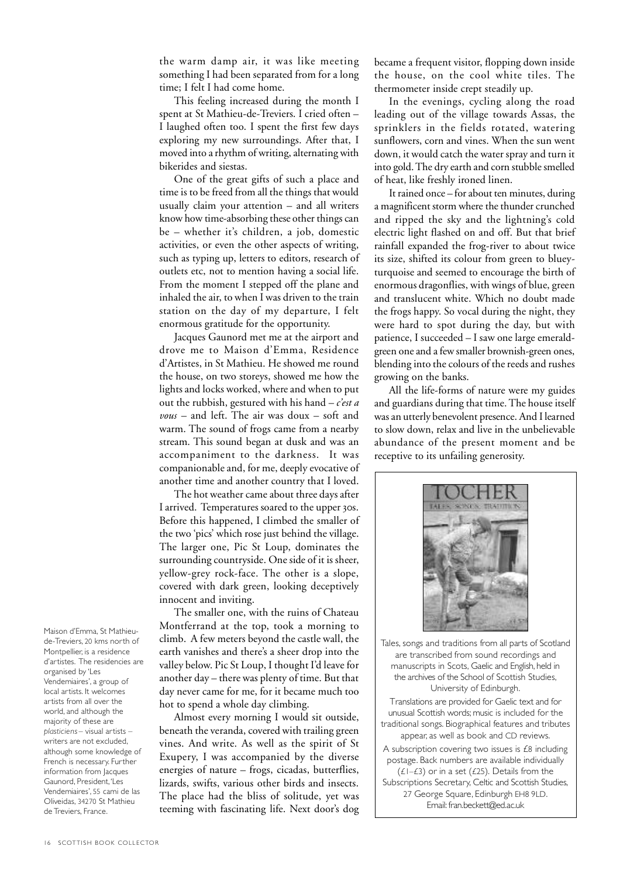the warm damp air, it was like meeting something I had been separated from for a long time; I felt I had come home.

This feeling increased during the month I spent at St Mathieu-de-Treviers. I cried often – I laughed often too. I spent the first few days exploring my new surroundings. After that, I moved into a rhythm of writing, alternating with bikerides and siestas.

One of the great gifts of such a place and time is to be freed from all the things that would usually claim your attention – and all writers know how time-absorbing these other things can be – whether it's children, a job, domestic activities, or even the other aspects of writing, such as typing up, letters to editors, research of outlets etc, not to mention having a social life. From the moment I stepped off the plane and inhaled the air, to when I was driven to the train station on the day of my departure, I felt enormous gratitude for the opportunity.

Jacques Gaunord met me at the airport and drove me to Maison d'Emma, Residence d'Artistes, in St Mathieu. He showed me round the house, on two storeys, showed me how the lights and locks worked, where and when to put out the rubbish, gestured with his hand – *c'est a vous* – and left. The air was doux – soft and warm. The sound of frogs came from a nearby stream. This sound began at dusk and was an accompaniment to the darkness. It was companionable and, for me, deeply evocative of another time and another country that I loved.

The hot weather came about three days after I arrived. Temperatures soared to the upper 30s. Before this happened, I climbed the smaller of the two 'pics' which rose just behind the village. The larger one, Pic St Loup, dominates the surrounding countryside. One side of it is sheer, yellow-grey rock-face. The other is a slope, covered with dark green, looking deceptively innocent and inviting.

The smaller one, with the ruins of Chateau Montferrand at the top, took a morning to climb. A few meters beyond the castle wall, the earth vanishes and there's a sheer drop into the valley below. Pic St Loup, I thought I'd leave for another day – there was plenty of time. But that day never came for me, for it became much too hot to spend a whole day climbing.

Almost every morning I would sit outside, beneath the veranda, covered with trailing green vines. And write. As well as the spirit of St Exupery, I was accompanied by the diverse energies of nature – frogs, cicadas, butterflies, lizards, swifts, various other birds and insects. The place had the bliss of solitude, yet was teeming with fascinating life. Next door's dog became a frequent visitor, flopping down inside the house, on the cool white tiles. The thermometer inside crept steadily up.

In the evenings, cycling along the road leading out of the village towards Assas, the sprinklers in the fields rotated, watering sunflowers, corn and vines. When the sun went down, it would catch the water spray and turn it into gold. The dry earth and corn stubble smelled of heat, like freshly ironed linen.

It rained once – for about ten minutes, during a magnificent storm where the thunder crunched and ripped the sky and the lightning's cold electric light flashed on and off. But that brief rainfall expanded the frog-river to about twice its size, shifted its colour from green to bluey-turquoise and seemed to encourage the birth of enormous dragonflies, with wings of blue, green and translucent white. Which no doubt made the frogs happy. So vocal during the night, they were hard to spot during the day, but with patience, I succeeded – I saw one large emerald-green one and a few smaller brownish-green ones, blending into the colours of the reeds and rushes growing on the banks.

All the life-forms of nature were my guides and guardians during that time. The house itself was an utterly benevolent presence. And I learned to slow down, relax and live in the unbelievable abundance of the present moment and be receptive to its unfailing generosity.

Maison d'Emma, St Mathieu-de-Treviers, 20 kms north of Montpellier, is a residence d'artistes. The residencies are organised by 'Les Vendemiaires', a group of local artists. It welcomes artists from all over the world, and although the majority of these are *plasticiens* – visual artists – writers are not excluded, although some knowledge of French is necessary. Further information from Jacques Gaunord, President, 'Les Vendemiaires', 55 cami de las Oliveidas, 34270 St Mathieu de Treviers, France.

TOCHER

TALES, SONGS, TRADITION

Tales, songs and traditions from all parts of Scotland are transcribed from sound recordings and manuscripts in Scots, Gaelic and English, held in the archives of the School of Scottish Studies, University of Edinburgh.

Translations are provided for Gaelic text and for unusual Scottish words; music is included for the traditional songs. Biographical features and tributes appear, as well as book and CD reviews.

A subscription covering two issues is £8 including postage. Back numbers are available individually (£1–£3) or in a set (£25). Details from the Subscriptions Secretary, Celtic and Scottish Studies, 27 George Square, Edinburgh EH8 9LD. Email: fran.beckett@ed.ac.uk